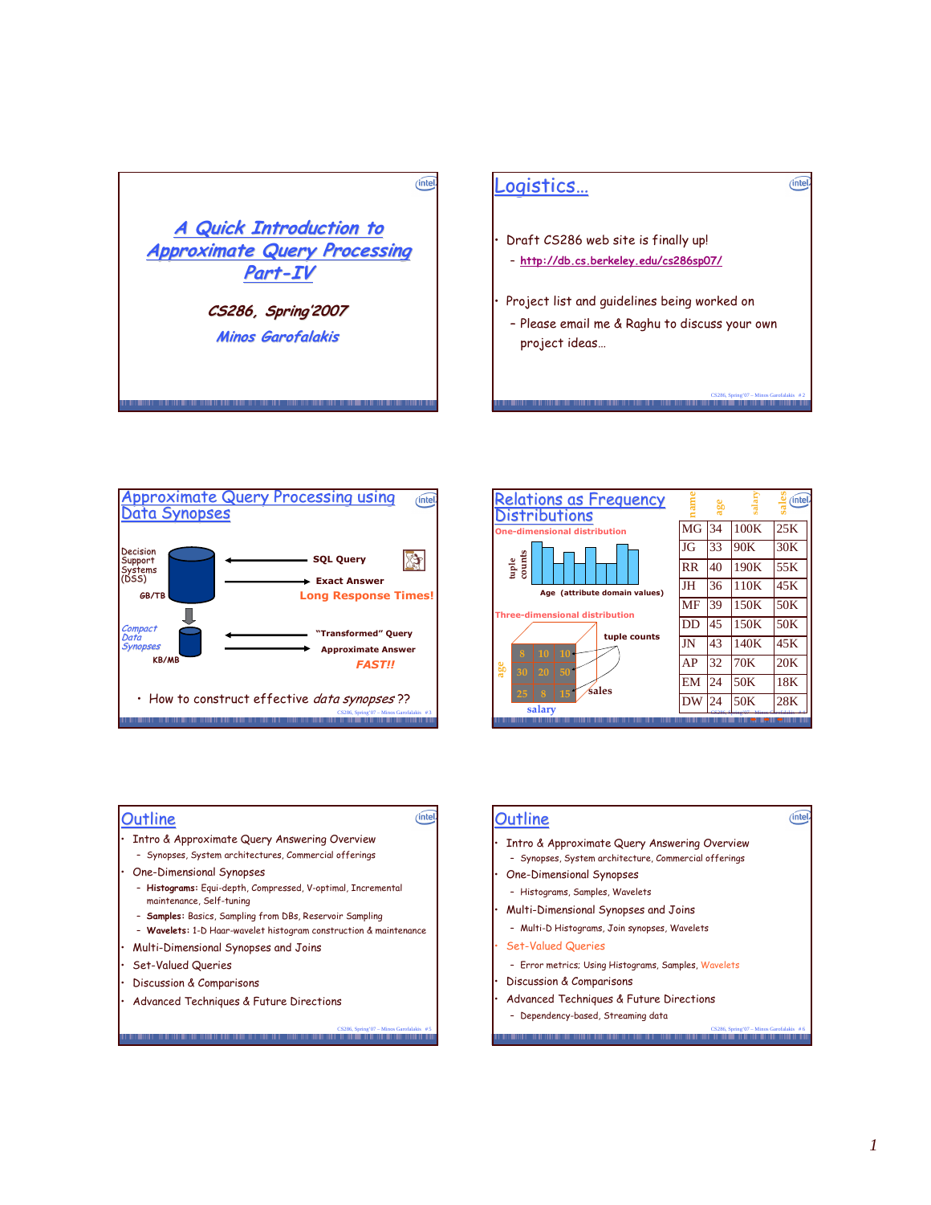# A Quick Introduction to Approximate Query Processing Part-IV

*CS286, Spring'2007*

*Minos Garofalakis*

## Logistics…

- Draft CS286 web site is finally up!
  - http://db.cs.berkeley.edu/cs286sp07/
- Project list and guidelines being worked on
  - Please email me & Raghu to discuss your own project ideas…

## Approximate Query Processing using Data Synopses

Decision Support Systems (DSS)

GB/TB

SQL Query

Exact Answer

**Long Response Times!**

*Compact Data Synopses*

KB/MB

"Transformed" Query

Approximate Answer

***FAST!!***

- How to construct effective *data synopses* ??

## Relations as Frequency Distributions

**One-dimensional distribution**

tuple counts

Age (attribute domain values)

**Three-dimensional distribution**

tuple counts

age

salary

sales

| | | |
|---|---|---|
| 8 | 10 | 10 |
| 30 | 20 | 50 |
| 25 | 8 | 15 |

| name | age | salary | sales |
|---|---|---|---|
| MG | 34 | 100K | 25K |
| JG | 33 | 90K | 30K |
| RR | 40 | 190K | 55K |
| JH | 36 | 110K | 45K |
| MF | 39 | 150K | 50K |
| DD | 45 | 150K | 50K |
| JN | 43 | 140K | 45K |
| AP | 32 | 70K | 20K |
| EM | 24 | 50K | 18K |
| DW | 24 | 50K | 28K |

## Outline

- Intro & Approximate Query Answering Overview
  - Synopses, System architectures, Commercial offerings
- One-Dimensional Synopses
  - **Histograms:** Equi-depth, Compressed, V-optimal, Incremental maintenance, Self-tuning
  - **Samples:** Basics, Sampling from DBs, Reservoir Sampling
  - **Wavelets:** 1-D Haar-wavelet histogram construction & maintenance
- Multi-Dimensional Synopses and Joins
- Set-Valued Queries
- Discussion & Comparisons
- Advanced Techniques & Future Directions

## Outline

- Intro & Approximate Query Answering Overview
  - Synopses, System architecture, Commercial offerings
- One-Dimensional Synopses
  - Histograms, Samples, Wavelets
- Multi-Dimensional Synopses and Joins
  - Multi-D Histograms, Join synopses, Wavelets
- Set-Valued Queries
  - Error metrics; Using Histograms, Samples, Wavelets
- Discussion & Comparisons
- Advanced Techniques & Future Directions
  - Dependency-based, Streaming data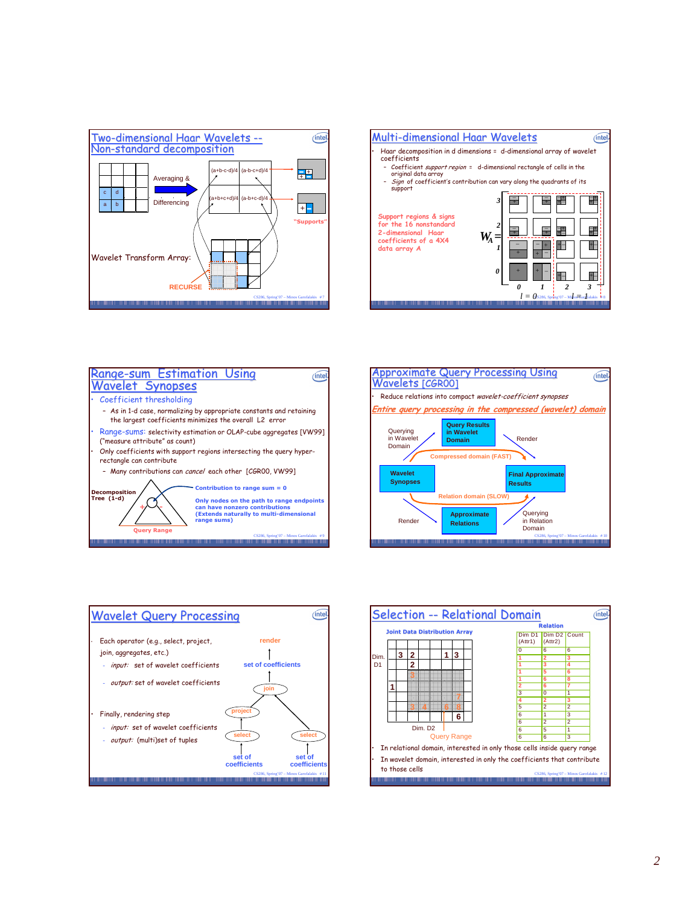## Two-dimensional Haar Wavelets -- Non-standard decomposition

Averaging & Differencing

(a+b-c-d)/4 | (a-b-c+d)/4

(a+b+c+d)/4 | (a-b+c-d)/4

"Supports"

Wavelet Transform Array:

RECURSE

## Multi-dimensional Haar Wavelets

- Haar decomposition in d dimensions = d-dimensional array of wavelet coefficients
  - Coefficient *support region* = d-dimensional rectangle of cells in the original data array
  - *Sign* of coefficient's contribution can vary along the quadrants of its support

Support regions & signs for the 16 nonstandard 2-dimensional Haar coefficients of a 4X4 data array A

$W_A =$

$l = 0$ $l = 1$

## Range-sum Estimation Using Wavelet Synopses

- Coefficient thresholding
  - As in 1-d case, normalizing by appropriate constants and retaining the largest coefficients minimizes the overall L2 error
- Range-sums: selectivity estimation or OLAP-cube aggregates [VW99] ("measure attribute" as count)
- Only coefficients with support regions intersecting the query hyper-rectangle can contribute
  - Many contributions can *cancel* each other [CGR00, VW99]

Decomposition Tree (1-d)

Contribution to range sum = 0

Only nodes on the path to range endpoints can have nonzero contributions (Extends naturally to multi-dimensional range sums)

Query Range

## Approximate Query Processing Using Wavelets [CGR00]

- Reduce relations into compact *wavelet-coefficient synopses*

*Entire query processing in the compressed (wavelet) domain*

Querying in Wavelet Domain → Query Results in Wavelet Domain → Render

Compressed domain (FAST)

Wavelet Synopses → Final Approximate Results

Relation domain (SLOW)

Render → Approximate Relations → Querying in Relation Domain

## Wavelet Query Processing

- Each operator (e.g., select, project, join, aggregates, etc.)
  - *input:* set of wavelet coefficients
  - *output:* set of wavelet coefficients
- Finally, rendering step
  - *input:* set of wavelet coefficients
  - *output:* (multi)set of tuples

render ← set of coefficients ← join ← project ← select ← set of coefficients; join ← select ← set of coefficients

## Selection -- Relational Domain

Joint Data Distribution Array

Dim. D1, Dim. D2, Query Range

Relation

| Dim D1 (Attr1) | Dim D2 (Attr2) | Count |
|---|---|---|
| 0 | 6 | 6 |
| 1 | 2 | 3 |
| 1 | 3 | 4 |
| 1 | 5 | 6 |
| 1 | 6 | 8 |
| 2 | 6 | 7 |
| 3 | 0 | 1 |
| 4 | 2 | 3 |
| 5 | 2 | 2 |
| 6 | 1 | 3 |
| 6 | 2 | 2 |
| 6 | 5 | 1 |
| 6 | 6 | 3 |

- In relational domain, interested in only those cells inside query range
- In wavelet domain, interested in only the coefficients that contribute to those cells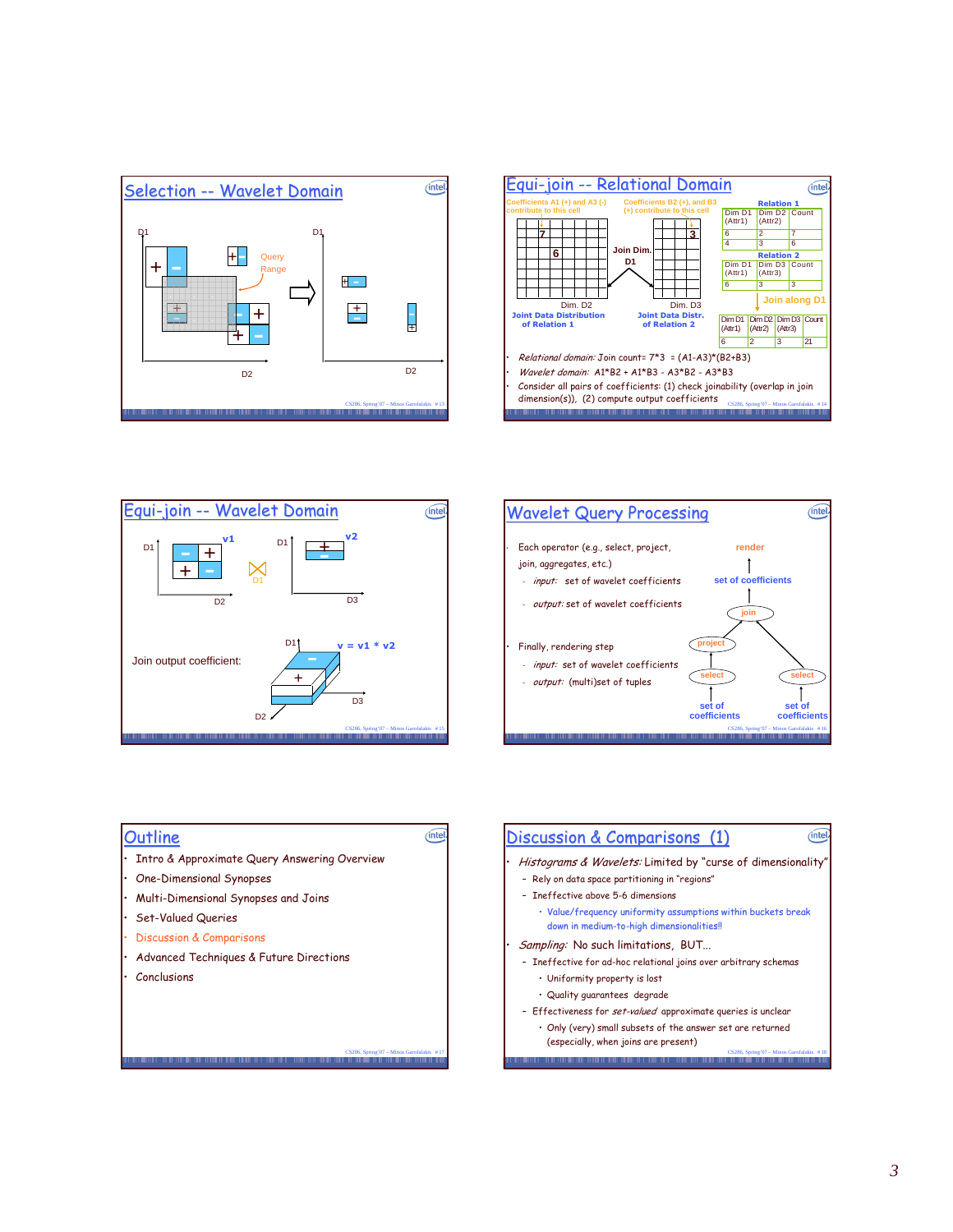## Selection -- Wavelet Domain

D1

Query Range

D2

## Equi-join -- Relational Domain

Coefficients A1 (+) and A3 (-) contribute to this cell

Coefficients B2 (+), and B3 (+) contribute to this cell

Join Dim. D1

Dim. D2 — Joint Data Distribution of Relation 1

Dim. D3 — Joint Data Distr. of Relation 2

**Relation 1**

| Dim D1 (Attr1) | Dim D2 (Attr2) | Count |
|---|---|---|
| 6 | 2 | 7 |
| 4 | 3 | 6 |

**Relation 2**

| Dim D1 (Attr1) | Dim D3 (Attr3) | Count |
|---|---|---|
| 6 | 3 | 3 |

Join along D1

| Dim D1 (Attr1) | Dim D2 (Attr2) | Dim D3 (Attr3) | Count |
|---|---|---|---|
| 6 | 2 | 3 | 21 |

- *Relational domain:* Join count= 7\*3 = (A1-A3)\*(B2+B3)
- *Wavelet domain:* A1\*B2 + A1\*B3 - A3\*B2 - A3\*B3
- Consider all pairs of coefficients: (1) check joinability (overlap in join dimension(s)), (2) compute output coefficients

## Equi-join -- Wavelet Domain

v1, v2, D1, D2, D3

Join output coefficient: v = v1 \* v2

## Wavelet Query Processing

- Each operator (e.g., select, project, join, aggregates, etc.)
  - *input:* set of wavelet coefficients
  - *output:* set of wavelet coefficients
- Finally, rendering step
  - *input:* set of wavelet coefficients
  - *output:* (multi)set of tuples

render ← set of coefficients ← join ← project ← select ← set of coefficients; join ← select ← set of coefficients

## Outline

- Intro & Approximate Query Answering Overview
- One-Dimensional Synopses
- Multi-Dimensional Synopses and Joins
- Set-Valued Queries
- Discussion & Comparisons
- Advanced Techniques & Future Directions
- Conclusions

## Discussion & Comparisons (1)

- *Histograms & Wavelets:* Limited by "curse of dimensionality"
  - Rely on data space partitioning in "regions"
  - Ineffective above 5-6 dimensions
    - Value/frequency uniformity assumptions within buckets break down in medium-to-high dimensionalities!!
- *Sampling:* No such limitations, BUT...
  - Ineffective for ad-hoc relational joins over arbitrary schemas
    - Uniformity property is lost
    - Quality guarantees degrade
  - Effectiveness for *set-valued* approximate queries is unclear
    - Only (very) small subsets of the answer set are returned (especially, when joins are present)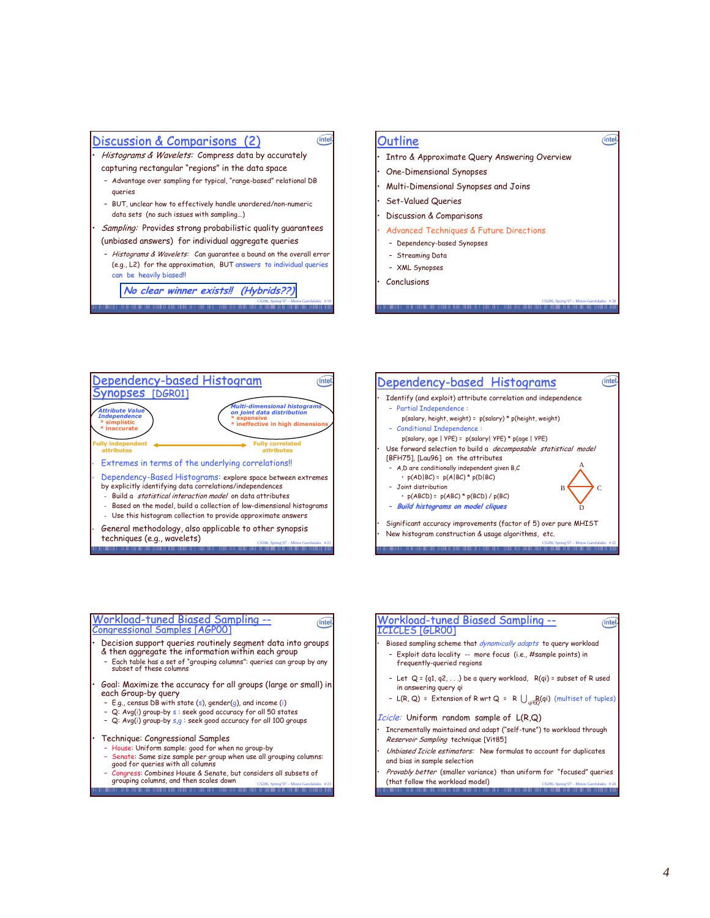## Discussion & Comparisons (2)

- *Histograms & Wavelets:* Compress data by accurately capturing rectangular "regions" in the data space
  - Advantage over sampling for typical, "range-based" relational DB queries
  - BUT, unclear how to effectively handle unordered/non-numeric data sets (no such issues with sampling...)
- *Sampling:* Provides strong probabilistic quality guarantees (unbiased answers) for individual aggregate queries
  - *Histograms & Wavelets:* Can guarantee a bound on the overall error (e.g., L2) for the approximation, BUT answers to individual queries can be heavily biased!!

***No clear winner exists!! (Hybrids??)***

## Outline

- Intro & Approximate Query Answering Overview
- One-Dimensional Synopses
- Multi-Dimensional Synopses and Joins
- Set-Valued Queries
- Discussion & Comparisons
- Advanced Techniques & Future Directions
  - Dependency-based Synopses
  - Streaming Data
  - XML Synopses
- Conclusions

## Dependency-based Histogram Synopses [DGR01]

*Attribute Value Independence*
- simplistic
- inaccurate

*Multi-dimensional histograms on joint data distribution*
- expensive
- ineffective in high dimensions

Fully independent attributes ⟷ Fully correlated attributes

- Extremes in terms of the underlying correlations!!
- Dependency-Based Histograms: explore space between extremes by explicitly identifying data correlations/independences
  - Build a *statistical interaction model* on data attributes
  - Based on the model, build a collection of low-dimensional histograms
  - Use this histogram collection to provide approximate answers
- General methodology, also applicable to other synopsis techniques (e.g., wavelets)

## Dependency-based Histograms

- Identify (and exploit) attribute correlation and independence
  - Partial Independence :
    
    p(salary, height, weight) = p(salary) * p(height, weight)
  - Conditional Independence :
    
    p(salary, age | YPE) = p(salary| YPE) * p(age | YPE)
- Use forward selection to build a *decomposable statistical model* [BFH75], [Lau96] on the attributes
  - A,D are conditionally independent given B,C
    - p(AD|BC) = p(A|BC) * p(D|BC)
  - Joint distribution
    - p(ABCD) = p(ABC) * p(BCD) / p(BC)
  - ***Build histograms on model cliques***
- Significant accuracy improvements (factor of 5) over pure MHIST
- New histogram construction & usage algorithms, etc.

## Workload-tuned Biased Sampling -- Congressional Samples [AGP00]

- Decision support queries routinely segment data into groups & then aggregate the information within each group
  - Each table has a set of "grouping columns": queries can group by any subset of these columns
- Goal: Maximize the accuracy for all groups (large or small) in each Group-by query
  - E.g., census DB with state (s), gender(g), and income (i)
  - Q: Avg(i) group-by s : seek good accuracy for all 50 states
  - Q: Avg(i) group-by s,g : seek good accuracy for all 100 groups
- Technique: Congressional Samples
  - House: Uniform sample: good for when no group-by
  - Senate: Same size sample per group when use all grouping columns: good for queries with all columns
  - Congress: Combines House & Senate, but considers all subsets of grouping columns, and then scales down

## Workload-tuned Biased Sampling -- ICICLES [GLR00]

- Biased sampling scheme that *dynamically adapts* to query workload
  - Exploit data locality -- more focus (i.e., #sample points) in frequently-queried regions
  - Let Q = {q1, q2, . . .} be a query workload, R(qi) = subset of R used in answering query qi
  - L(R, Q) = Extension of R wrt Q = $R \bigcup_{qi \in Q} R(qi)$ (multiset of tuples)

*Icicle:* Uniform random sample of L(R,Q)

- Incrementally maintained and adapt ("self-tune") to workload through *Reservoir Sampling* technique [Vit85]
- *Unbiased Icicle estimators:* New formulas to account for duplicates and bias in sample selection
- *Provably better* (smaller variance) than uniform for "focused" queries (that follow the workload model)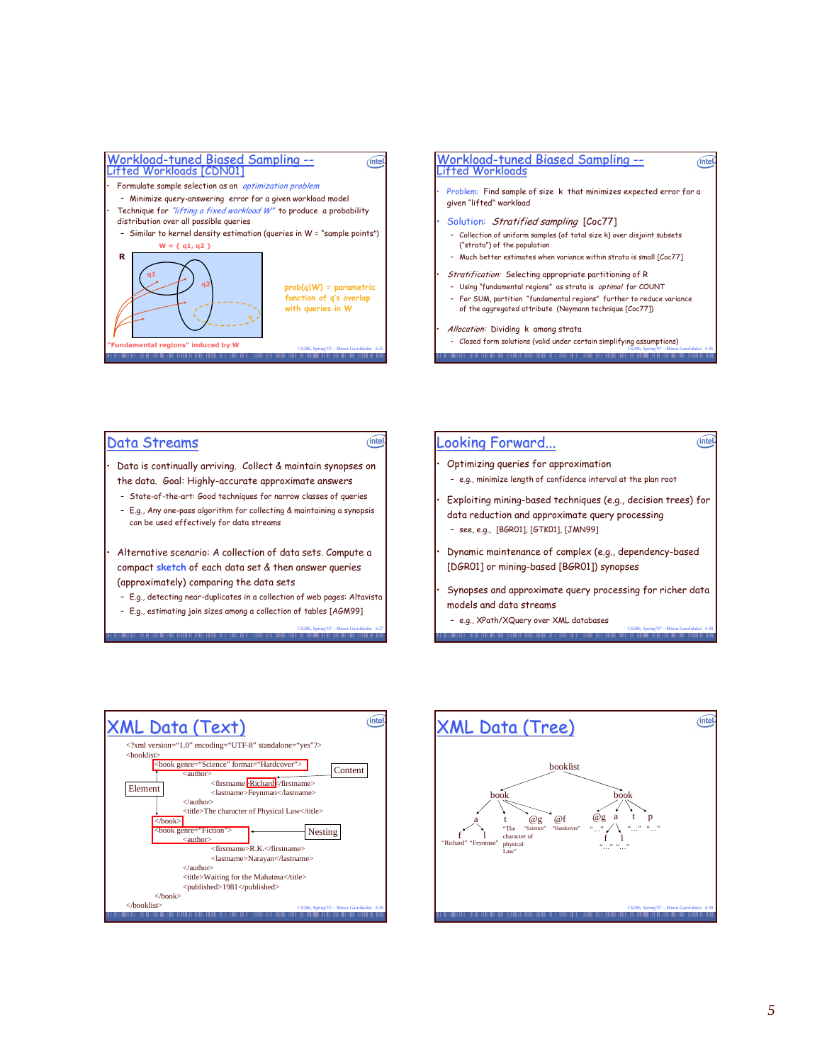## Workload-tuned Biased Sampling -- Lifted Workloads [CDN01]

- Formulate sample selection as an *optimization problem*
  - Minimize query-answering error for a given workload model
- Technique for *"lifting a fixed workload W"* to produce a probability distribution over all possible queries
  - Similar to kernel density estimation (queries in W = "sample points")

W = { q1, q2 }

R

q1 q2 q

prob(q|W) = parametric function of q's overlap with queries in W

"Fundamental regions" induced by W

## Workload-tuned Biased Sampling -- Lifted Workloads

- Problem: Find sample of size k that minimizes expected error for a given "lifted" workload
- Solution: *Stratified sampling* [Coc77]
  - Collection of uniform samples (of total size k) over disjoint subsets ("strata") of the population
  - Much better estimates when variance within strata is small [Coc77]
- *Stratification:* Selecting appropriate partitioning of R
  - Using "fundamental regions" as strata is *optimal* for COUNT
  - For SUM, partition "fundamental regions" further to reduce variance of the aggregated attribute (Neymann technique [Coc77])
- *Allocation:* Dividing k among strata
  - Closed form solutions (valid under certain simplifying assumptions)

## Data Streams

- Data is continually arriving. Collect & maintain synopses on the data. Goal: Highly-accurate approximate answers
  - State-of-the-art: Good techniques for narrow classes of queries
  - E.g., Any one-pass algorithm for collecting & maintaining a synopsis can be used effectively for data streams
- Alternative scenario: A collection of data sets. Compute a compact **sketch** of each data set & then answer queries (approximately) comparing the data sets
  - E.g., detecting near-duplicates in a collection of web pages: Altavista
  - E.g., estimating join sizes among a collection of tables [AGM99]

## Looking Forward...

- Optimizing queries for approximation
  - e.g., minimize length of confidence interval at the plan root
- Exploiting mining-based techniques (e.g., decision trees) for data reduction and approximate query processing
  - see, e.g., [BGR01], [GTK01], [JMN99]
- Dynamic maintenance of complex (e.g., dependency-based [DGR01] or mining-based [BGR01]) synopses
- Synopses and approximate query processing for richer data models and data streams
  - e.g., XPath/XQuery over XML databases

## XML Data (Text)

```
<?xml version="1.0" encoding="UTF-8" standalone="yes"?>
<booklist>
    <book genre="Science" format="Hardcover">
        <author>
            <firstname>Richard</firstname>
            <lastname>Feynman</lastname>
        </author>
        <title>The character of Physical Law</title>
    </book>
    <book genre="Fiction">
        <author>
            <firstname>R.K.</firstname>
            <lastname>Narayan</lastname>
        </author>
        <title>Waiting for the Mahatma</title>
        <published>1981</published>
    </book>
</booklist>
```

Labels: Element, Content, Nesting

## XML Data (Tree)

booklist
- book
  - a
    - f: "Richard"
    - l: "Feynman"
  - t: "The character of physical Law"
  - @g: "Science"
  - @f: "Hardcover"
- book
  - @g: "…"
  - a
    - f: "…"
    - l: "…"
  - t: "…"
  - p: "…"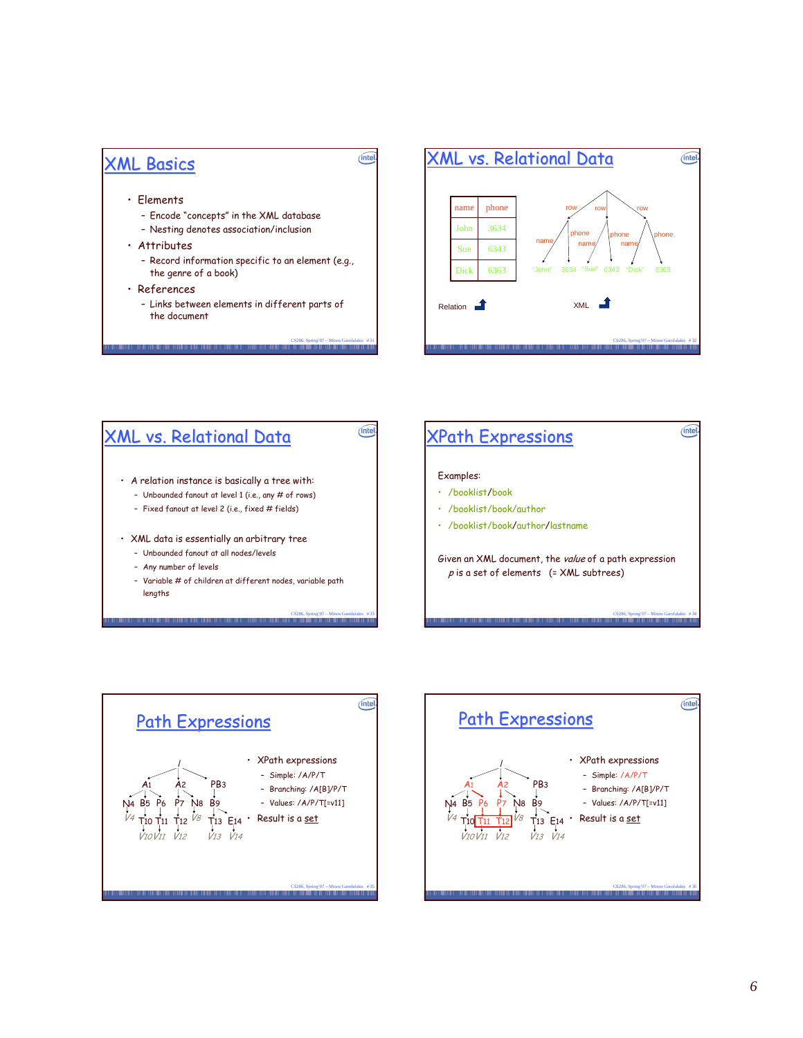## XML Basics

- Elements
  - Encode "concepts" in the XML database
  - Nesting denotes association/inclusion
- Attributes
  - Record information specific to an element (e.g., the genre of a book)
- References
  - Links between elements in different parts of the document

## XML vs. Relational Data

| name | phone |
|---|---|
| John | 3634 |
| Sue | 6343 |
| Dick | 6363 |

Relation

XML

## XML vs. Relational Data

- A relation instance is basically a tree with:
  - Unbounded fanout at level 1 (i.e., any # of rows)
  - Fixed fanout at level 2 (i.e., fixed # fields)
- XML data is essentially an arbitrary tree
  - Unbounded fanout at all nodes/levels
  - Any number of levels
  - Variable # of children at different nodes, variable path lengths

## XPath Expressions

Examples:

- /booklist/book
- /booklist/book/author
- /booklist/book/author/lastname

Given an XML document, the *value* of a path expression *p* is a set of elements (= XML subtrees)

## Path Expressions

- XPath expressions
  - Simple: /A/P/T
  - Branching: /A[B]/P/T
  - Values: /A/P/T[=v11]
- Result is a set

## Path Expressions

- XPath expressions
  - Simple: /A/P/T
  - Branching: /A[B]/P/T
  - Values: /A/P/T[=v11]
- Result is a set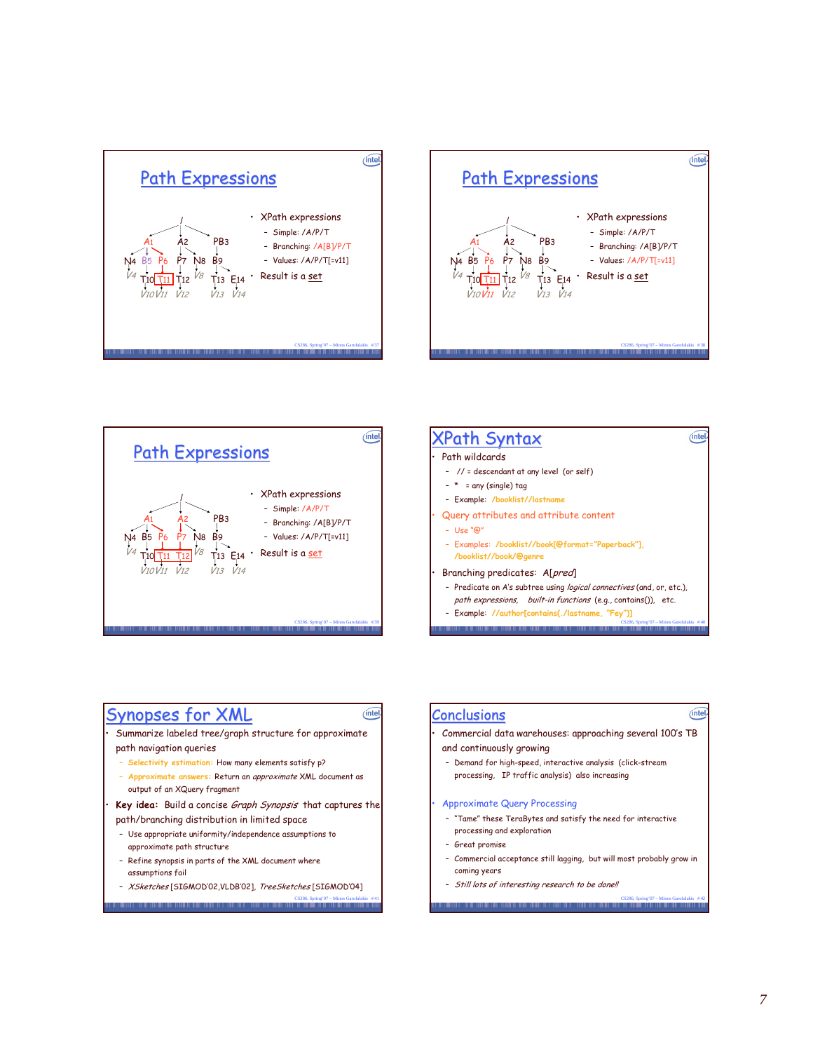## Path Expressions

/
A1 A2 PB3
N4 B5 P6 P7 N8 B9
V4 T10 T11 T12 V8 T13 E14
V10 V11 V12 V13 V14

- XPath expressions
  - Simple: /A/P/T
  - Branching: /A[B]/P/T
  - Values: /A/P/T[=v11]
- Result is a set

## Path Expressions

/
A1 A2 PB3
N4 B5 P6 P7 N8 B9
V4 T10 T11 T12 V8 T13 E14
V10 V11 V12 V13 V14

- XPath expressions
  - Simple: /A/P/T
  - Branching: /A[B]/P/T
  - Values: /A/P/T[=v11]
- Result is a set

## Path Expressions

/
A1 A2 PB3
N4 B5 P6 P7 N8 B9
V4 T10 T11 T12 V8 T13 E14
V10 V11 V12 V13 V14

- XPath expressions
  - Simple: /A/P/T
  - Branching: /A[B]/P/T
  - Values: /A/P/T[=v11]
- Result is a set

## XPath Syntax

- Path wildcards
  - // = descendant at any level (or self)
  - * = any (single) tag
  - Example: /booklist//lastname
- Query attributes and attribute content
  - Use "@"
  - Examples: /booklist//book[@format="Paperback"], /booklist//book/@genre
- Branching predicates: A[*pred*]
  - Predicate on A's subtree using *logical connectives* (and, or, etc.), *path expressions*, *built-in functions* (e.g., contains()), etc.
  - Example: //author[contains(./lastname, "Fey")]

## Synopses for XML

- Summarize labeled tree/graph structure for approximate path navigation queries
  - Selectivity estimation: How many elements satisfy p?
  - Approximate answers: Return an *approximate* XML document as output of an XQuery fragment
- **Key idea:** Build a concise *Graph Synopsis* that captures the path/branching distribution in limited space
  - Use appropriate uniformity/independence assumptions to approximate path structure
  - Refine synopsis in parts of the XML document where assumptions fail
  - *XSketches* [SIGMOD'02,VLDB'02], *TreeSketches* [SIGMOD'04]

## Conclusions

- Commercial data warehouses: approaching several 100's TB and continuously growing
  - Demand for high-speed, interactive analysis (click-stream processing, IP traffic analysis) also increasing
- Approximate Query Processing
  - "Tame" these TeraBytes and satisfy the need for interactive processing and exploration
  - Great promise
  - Commercial acceptance still lagging, but will most probably grow in coming years
  - *Still lots of interesting research to be done!!*